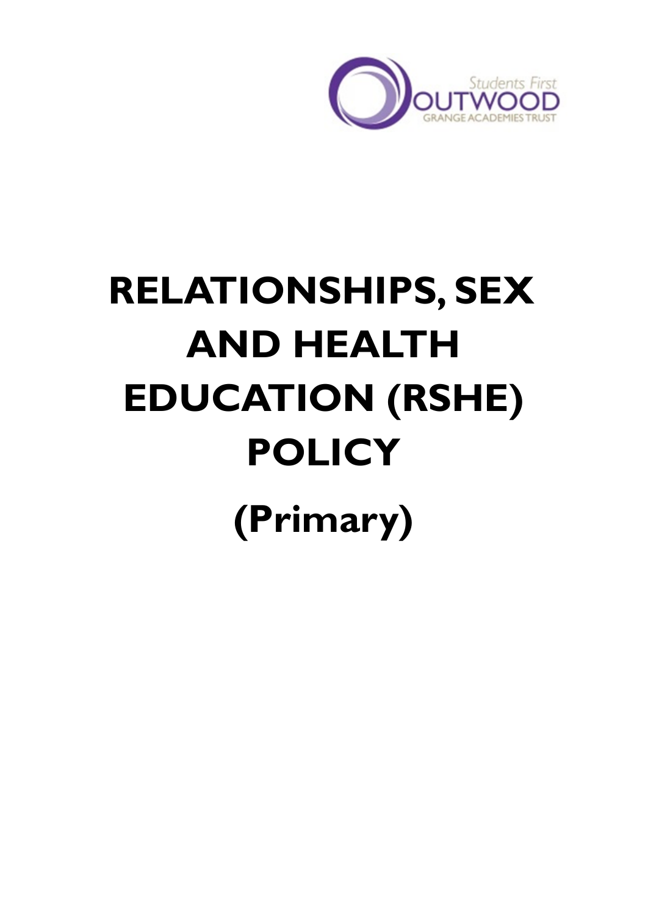Students First
OUTWOOD
GRANGE ACADEMIES TRUST

# RELATIONSHIPS, SEX AND HEALTH EDUCATION (RSHE) POLICY

## (Primary)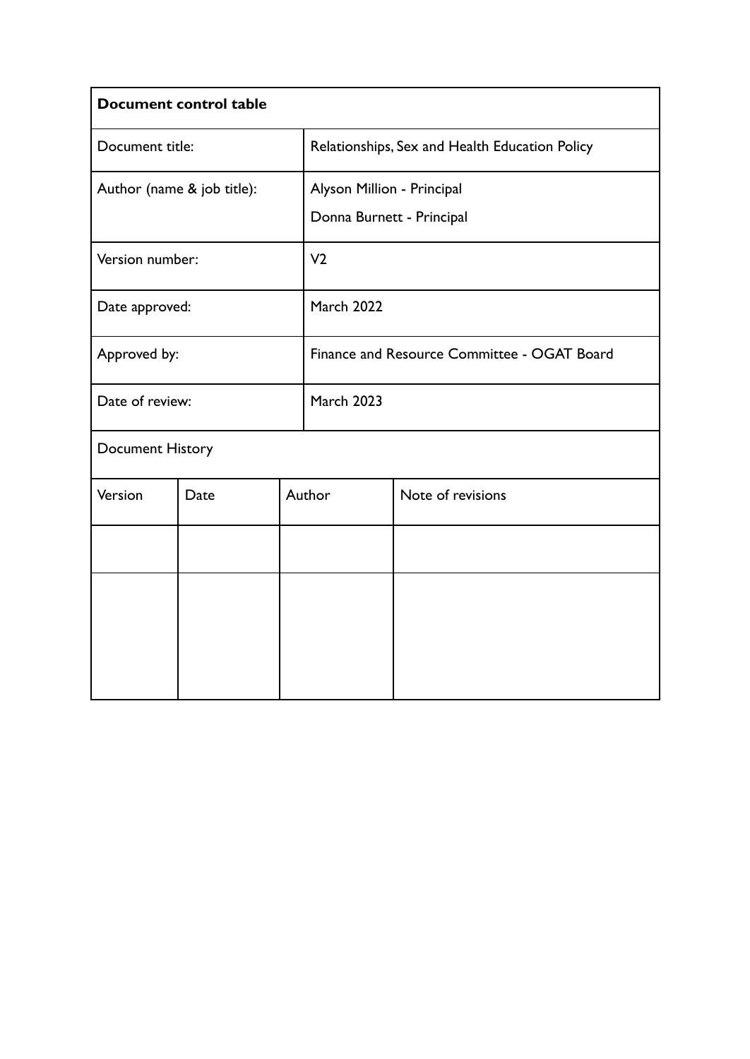| **Document control table** | | | |
|---|---|---|---|
| Document title: | Relationships, Sex and Health Education Policy | | |
| Author (name & job title): | Alyson Million - Principal<br>Donna Burnett - Principal | | |
| Version number: | V2 | | |
| Date approved: | March 2022 | | |
| Approved by: | Finance and Resource Committee - OGAT Board | | |
| Date of review: | March 2023 | | |
| Document History | | | |
| Version | Date | Author | Note of revisions |
| | | | |
| | | | |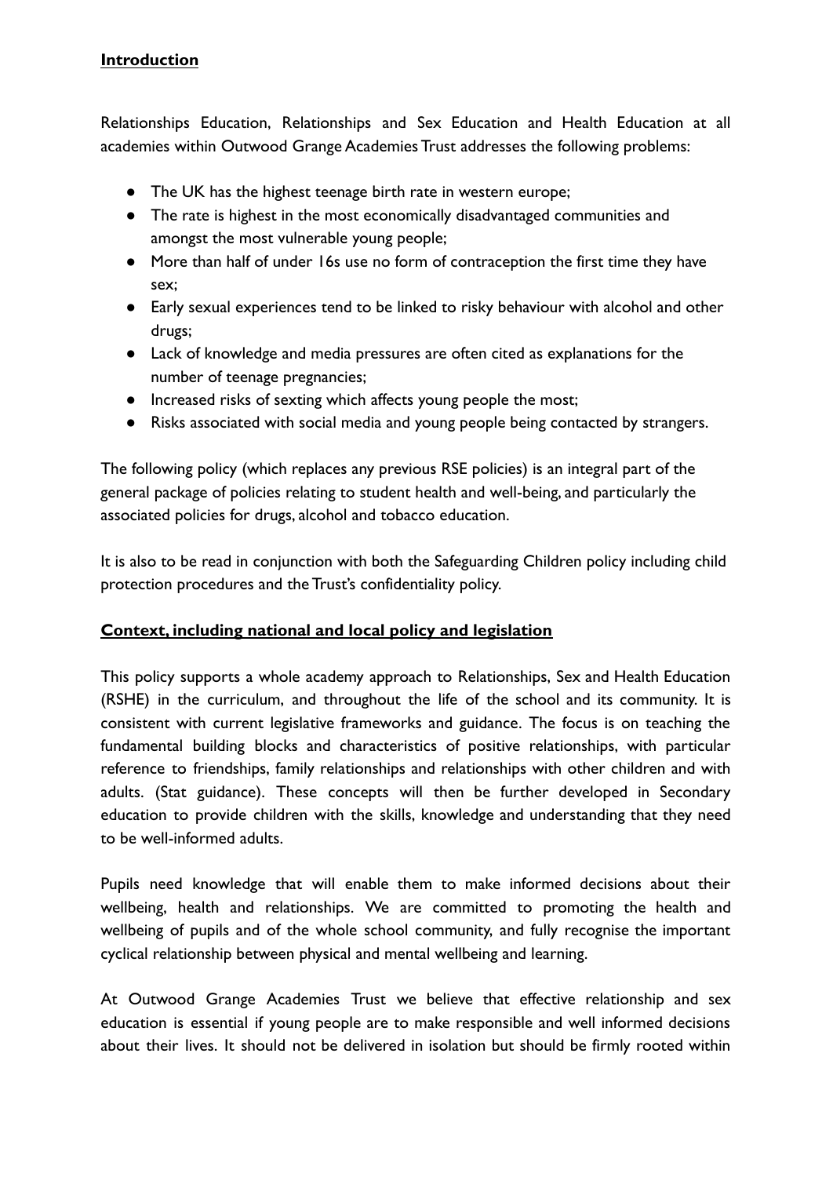## **Introduction**

Relationships Education, Relationships and Sex Education and Health Education at all academies within Outwood Grange Academies Trust addresses the following problems:

- The UK has the highest teenage birth rate in western europe;
- The rate is highest in the most economically disadvantaged communities and amongst the most vulnerable young people;
- More than half of under 16s use no form of contraception the first time they have sex;
- Early sexual experiences tend to be linked to risky behaviour with alcohol and other drugs;
- Lack of knowledge and media pressures are often cited as explanations for the number of teenage pregnancies;
- Increased risks of sexting which affects young people the most;
- Risks associated with social media and young people being contacted by strangers.

The following policy (which replaces any previous RSE policies) is an integral part of the general package of policies relating to student health and well-being, and particularly the associated policies for drugs, alcohol and tobacco education.

It is also to be read in conjunction with both the Safeguarding Children policy including child protection procedures and the Trust's confidentiality policy.

## **Context, including national and local policy and legislation**

This policy supports a whole academy approach to Relationships, Sex and Health Education (RSHE) in the curriculum, and throughout the life of the school and its community. It is consistent with current legislative frameworks and guidance. The focus is on teaching the fundamental building blocks and characteristics of positive relationships, with particular reference to friendships, family relationships and relationships with other children and with adults. (Stat guidance). These concepts will then be further developed in Secondary education to provide children with the skills, knowledge and understanding that they need to be well-informed adults.

Pupils need knowledge that will enable them to make informed decisions about their wellbeing, health and relationships. We are committed to promoting the health and wellbeing of pupils and of the whole school community, and fully recognise the important cyclical relationship between physical and mental wellbeing and learning.

At Outwood Grange Academies Trust we believe that effective relationship and sex education is essential if young people are to make responsible and well informed decisions about their lives. It should not be delivered in isolation but should be firmly rooted within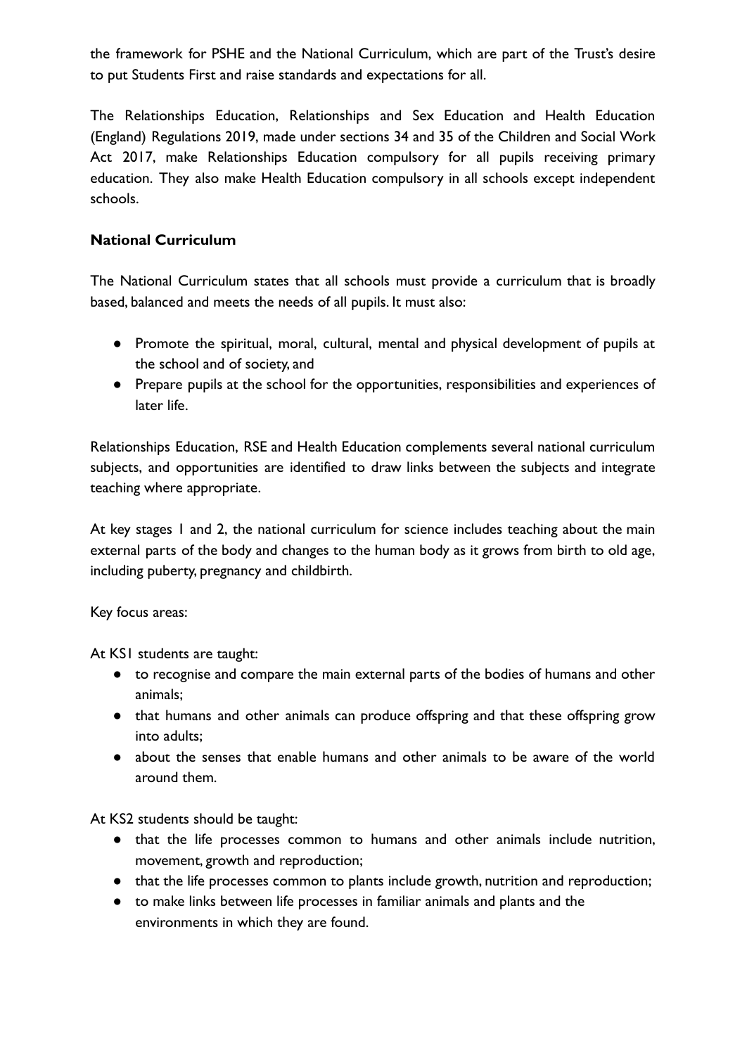the framework for PSHE and the National Curriculum, which are part of the Trust's desire to put Students First and raise standards and expectations for all.

The Relationships Education, Relationships and Sex Education and Health Education (England) Regulations 2019, made under sections 34 and 35 of the Children and Social Work Act 2017, make Relationships Education compulsory for all pupils receiving primary education. They also make Health Education compulsory in all schools except independent schools.

**National Curriculum**

The National Curriculum states that all schools must provide a curriculum that is broadly based, balanced and meets the needs of all pupils. It must also:

- Promote the spiritual, moral, cultural, mental and physical development of pupils at the school and of society, and
- Prepare pupils at the school for the opportunities, responsibilities and experiences of later life.

Relationships Education, RSE and Health Education complements several national curriculum subjects, and opportunities are identified to draw links between the subjects and integrate teaching where appropriate.

At key stages 1 and 2, the national curriculum for science includes teaching about the main external parts of the body and changes to the human body as it grows from birth to old age, including puberty, pregnancy and childbirth.

Key focus areas:

At KS1 students are taught:

- to recognise and compare the main external parts of the bodies of humans and other animals;
- that humans and other animals can produce offspring and that these offspring grow into adults;
- about the senses that enable humans and other animals to be aware of the world around them.

At KS2 students should be taught:

- that the life processes common to humans and other animals include nutrition, movement, growth and reproduction;
- that the life processes common to plants include growth, nutrition and reproduction;
- to make links between life processes in familiar animals and plants and the environments in which they are found.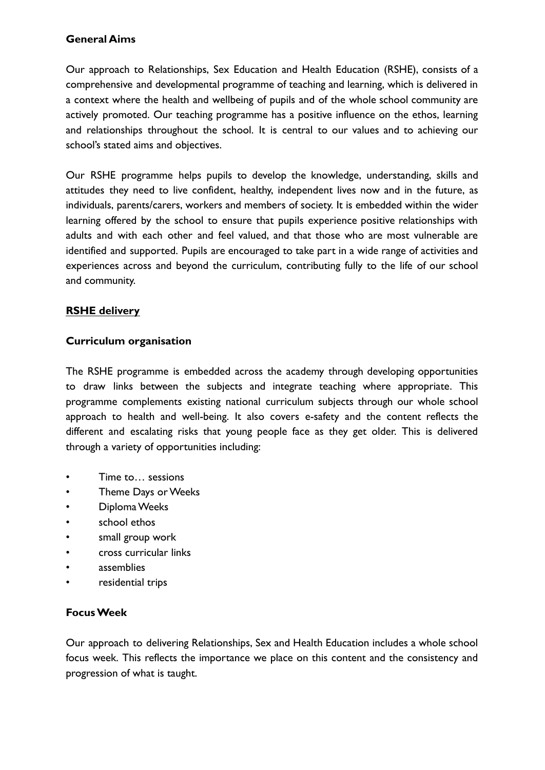**General Aims**

Our approach to Relationships, Sex Education and Health Education (RSHE), consists of a comprehensive and developmental programme of teaching and learning, which is delivered in a context where the health and wellbeing of pupils and of the whole school community are actively promoted. Our teaching programme has a positive influence on the ethos, learning and relationships throughout the school. It is central to our values and to achieving our school's stated aims and objectives.

Our RSHE programme helps pupils to develop the knowledge, understanding, skills and attitudes they need to live confident, healthy, independent lives now and in the future, as individuals, parents/carers, workers and members of society. It is embedded within the wider learning offered by the school to ensure that pupils experience positive relationships with adults and with each other and feel valued, and that those who are most vulnerable are identified and supported. Pupils are encouraged to take part in a wide range of activities and experiences across and beyond the curriculum, contributing fully to the life of our school and community.

## RSHE delivery

**Curriculum organisation**

The RSHE programme is embedded across the academy through developing opportunities to draw links between the subjects and integrate teaching where appropriate. This programme complements existing national curriculum subjects through our whole school approach to health and well-being. It also covers e-safety and the content reflects the different and escalating risks that young people face as they get older. This is delivered through a variety of opportunities including:

- Time to… sessions
- Theme Days or Weeks
- Diploma Weeks
- school ethos
- small group work
- cross curricular links
- assemblies
- residential trips

**Focus Week**

Our approach to delivering Relationships, Sex and Health Education includes a whole school focus week. This reflects the importance we place on this content and the consistency and progression of what is taught.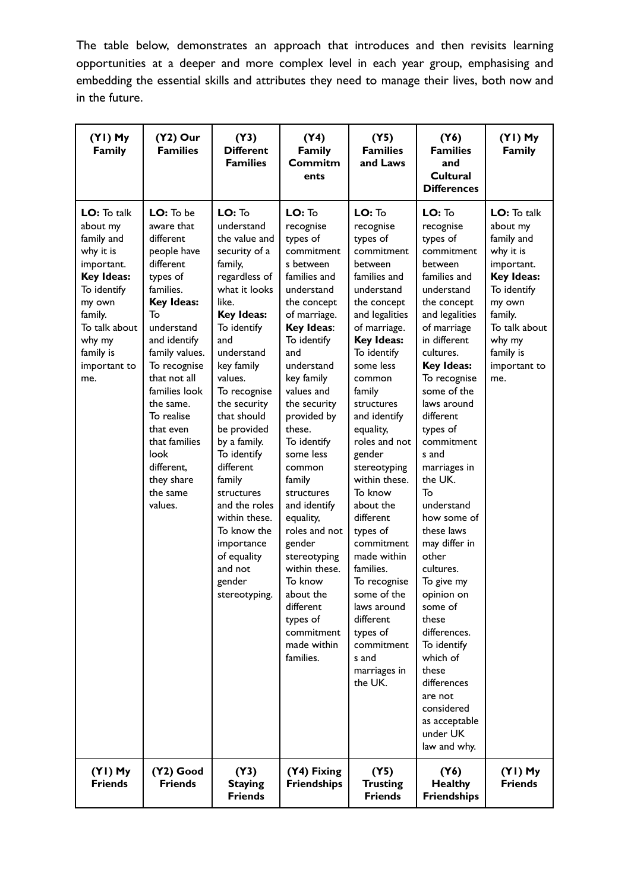The table below, demonstrates an approach that introduces and then revisits learning opportunities at a deeper and more complex level in each year group, emphasising and embedding the essential skills and attributes they need to manage their lives, both now and in the future.

| (Y1) My Family | (Y2) Our Families | (Y3) Different Families | (Y4) Family Commitments | (Y5) Families and Laws | (Y6) Families and Cultural Differences | (Y1) My Family |
|---|---|---|---|---|---|---|
| **LO:** To talk about my family and why it is important. **Key Ideas:** To identify my own family. To talk about why my family is important to me. | **LO:** To be aware that different people have different types of families. **Key Ideas:** To understand and identify family values. To recognise that not all families look the same. To realise that even that families look different, they share the same values. | **LO:** To understand the value and security of a family, regardless of what it looks like. **Key Ideas:** To identify and understand key family values. To recognise the security that should be provided by a family. To identify different family structures and the roles within these. To know the importance of equality and not gender stereotyping. | **LO:** To recognise types of commitments between families and understand the concept of marriage. **Key Ideas**: To identify and understand key family values and the security provided by these. To identify some less common family structures and identify equality, roles and not gender stereotyping within these. To know about the different types of commitment made within families. | **LO:** To recognise types of commitment between families and understand the concept and legalities of marriage. **Key Ideas:** To identify some less common family structures and identify equality, roles and not gender stereotyping within these. To know about the different types of commitment made within families. To recognise some of the laws around different types of commitments and marriages in the UK. | **LO:** To recognise types of commitment between families and understand the concept and legalities of marriage in different cultures. **Key Ideas:** To recognise some of the laws around different types of commitments and marriages in the UK. To understand how some of these laws may differ in other cultures. To give my opinion on some of these differences. To identify which of these differences are not considered as acceptable under UK law and why. | **LO:** To talk about my family and why it is important. **Key Ideas:** To identify my own family. To talk about why my family is important to me. |
| **(Y1) My Friends** | **(Y2) Good Friends** | **(Y3) Staying Friends** | **(Y4) Fixing Friendships** | **(Y5) Trusting Friends** | **(Y6) Healthy Friendships** | **(Y1) My Friends** |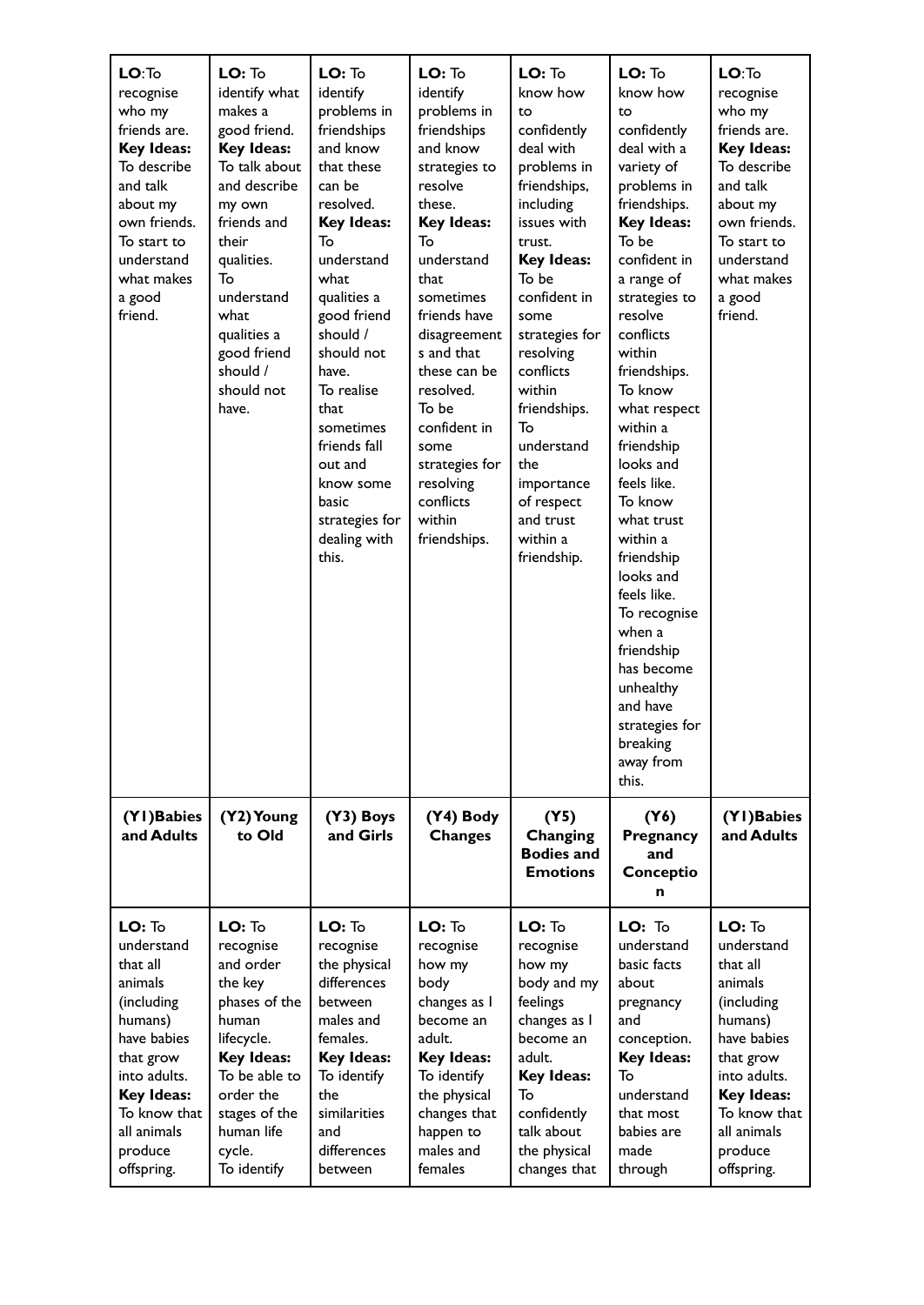| **LO**:To recognise who my friends are. **Key Ideas:** To describe and talk about my own friends. To start to understand what makes a good friend. | **LO:** To identify what makes a good friend. **Key Ideas:** To talk about and describe my own friends and their qualities. To understand what qualities a good friend should / should not have. | **LO:** To identify problems in friendships and know that these can be resolved. **Key Ideas:** To understand what qualities a good friend should / should not have. To realise that sometimes friends fall out and know some basic strategies for dealing with this. | **LO:** To identify problems in friendships and know strategies to resolve these. **Key Ideas:** To understand that sometimes friends have disagreements and that these can be resolved. To be confident in some strategies for resolving conflicts within friendships. | **LO:** To know how to confidently deal with problems in friendships, including issues with trust. **Key Ideas:** To be confident in some strategies for resolving conflicts within friendships. To understand the importance of respect and trust within a friendship. | **LO:** To know how to confidently deal with a variety of problems in friendships. **Key Ideas:** To be confident in a range of strategies to resolve conflicts within friendships. To know what respect within a friendship looks and feels like. To know what trust within a friendship looks and feels like. To recognise when a friendship has become unhealthy and have strategies for breaking away from this. | **LO**:To recognise who my friends are. **Key Ideas:** To describe and talk about my own friends. To start to understand what makes a good friend. |
|---|---|---|---|---|---|---|
| **(Y1)Babies and Adults** | **(Y2) Young to Old** | **(Y3) Boys and Girls** | **(Y4) Body Changes** | **(Y5) Changing Bodies and Emotions** | **(Y6) Pregnancy and Conception** | **(Y1)Babies and Adults** |
| **LO:** To understand that all animals (including humans) have babies that grow into adults. **Key Ideas:** To know that all animals produce offspring. | **LO:** To recognise and order the key phases of the human lifecycle. **Key Ideas:** To be able to order the stages of the human life cycle. To identify | **LO:** To recognise the physical differences between males and females. **Key Ideas:** To identify the similarities and differences between | **LO:** To recognise how my body changes as I become an adult. **Key Ideas:** To identify the physical changes that happen to males and females | **LO:** To recognise how my body and my feelings changes as I become an adult. **Key Ideas:** To confidently talk about the physical changes that | **LO:** To understand basic facts about pregnancy and conception. **Key Ideas:** To understand that most babies are made through | **LO:** To understand that all animals (including humans) have babies that grow into adults. **Key Ideas:** To know that all animals produce offspring. |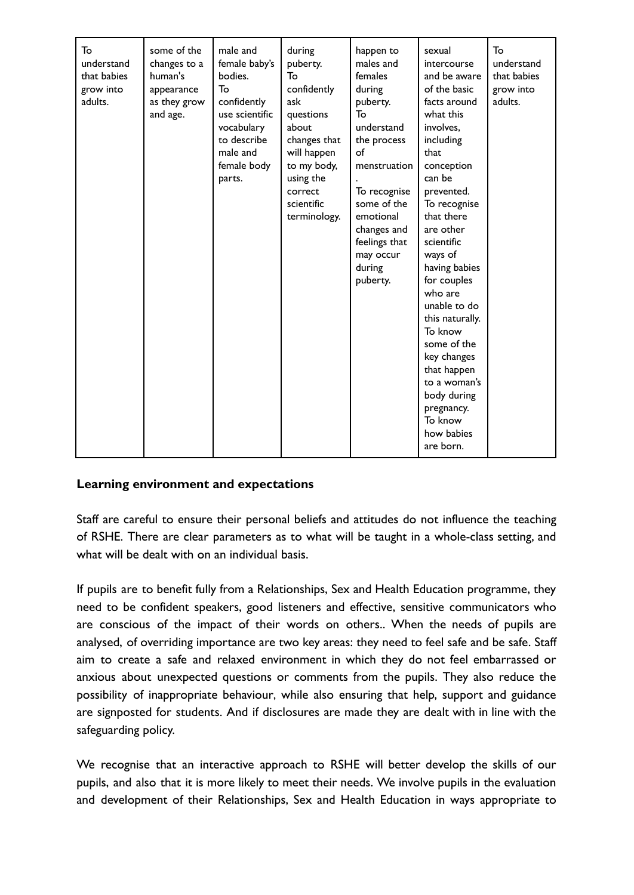| To understand that babies grow into adults. | some of the changes to a human's appearance as they grow and age. | male and female baby's bodies. To confidently use scientific vocabulary to describe male and female body parts. | during puberty. To confidently ask questions about changes that will happen to my body, using the correct scientific terminology. | happen to males and females during puberty. To understand the process of menstruation. To recognise some of the emotional changes and feelings that may occur during puberty. | sexual intercourse and be aware of the basic facts around what this involves, including that conception can be prevented. To recognise that there are other scientific ways of having babies for couples who are unable to do this naturally. To know some of the key changes that happen to a woman's body during pregnancy. To know how babies are born. | To understand that babies grow into adults. |
|---|---|---|---|---|---|---|

**Learning environment and expectations**

Staff are careful to ensure their personal beliefs and attitudes do not influence the teaching of RSHE. There are clear parameters as to what will be taught in a whole-class setting, and what will be dealt with on an individual basis.

If pupils are to benefit fully from a Relationships, Sex and Health Education programme, they need to be confident speakers, good listeners and effective, sensitive communicators who are conscious of the impact of their words on others.. When the needs of pupils are analysed, of overriding importance are two key areas: they need to feel safe and be safe. Staff aim to create a safe and relaxed environment in which they do not feel embarrassed or anxious about unexpected questions or comments from the pupils. They also reduce the possibility of inappropriate behaviour, while also ensuring that help, support and guidance are signposted for students. And if disclosures are made they are dealt with in line with the safeguarding policy.

We recognise that an interactive approach to RSHE will better develop the skills of our pupils, and also that it is more likely to meet their needs. We involve pupils in the evaluation and development of their Relationships, Sex and Health Education in ways appropriate to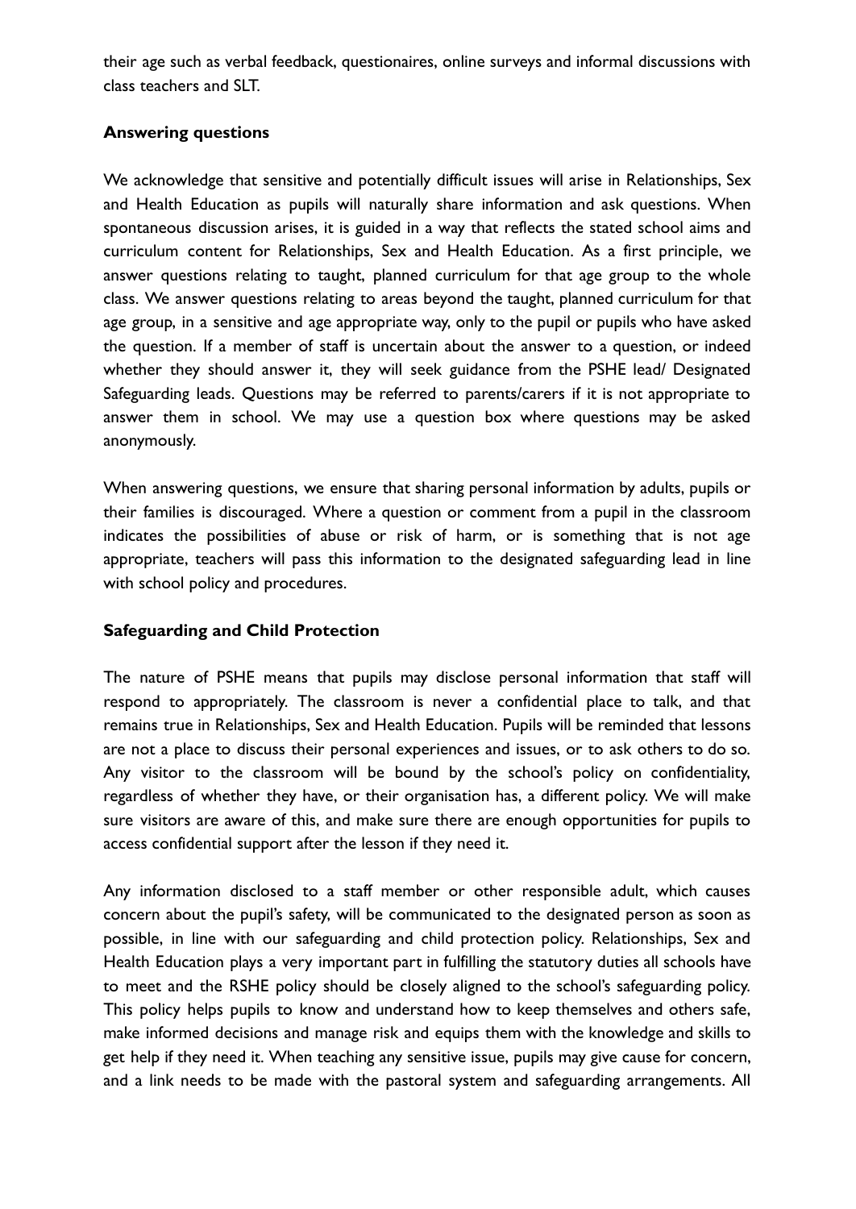their age such as verbal feedback, questionaires, online surveys and informal discussions with class teachers and SLT.

**Answering questions**

We acknowledge that sensitive and potentially difficult issues will arise in Relationships, Sex and Health Education as pupils will naturally share information and ask questions. When spontaneous discussion arises, it is guided in a way that reflects the stated school aims and curriculum content for Relationships, Sex and Health Education. As a first principle, we answer questions relating to taught, planned curriculum for that age group to the whole class. We answer questions relating to areas beyond the taught, planned curriculum for that age group, in a sensitive and age appropriate way, only to the pupil or pupils who have asked the question. If a member of staff is uncertain about the answer to a question, or indeed whether they should answer it, they will seek guidance from the PSHE lead/ Designated Safeguarding leads. Questions may be referred to parents/carers if it is not appropriate to answer them in school. We may use a question box where questions may be asked anonymously.

When answering questions, we ensure that sharing personal information by adults, pupils or their families is discouraged. Where a question or comment from a pupil in the classroom indicates the possibilities of abuse or risk of harm, or is something that is not age appropriate, teachers will pass this information to the designated safeguarding lead in line with school policy and procedures.

**Safeguarding and Child Protection**

The nature of PSHE means that pupils may disclose personal information that staff will respond to appropriately. The classroom is never a confidential place to talk, and that remains true in Relationships, Sex and Health Education. Pupils will be reminded that lessons are not a place to discuss their personal experiences and issues, or to ask others to do so. Any visitor to the classroom will be bound by the school's policy on confidentiality, regardless of whether they have, or their organisation has, a different policy. We will make sure visitors are aware of this, and make sure there are enough opportunities for pupils to access confidential support after the lesson if they need it.

Any information disclosed to a staff member or other responsible adult, which causes concern about the pupil's safety, will be communicated to the designated person as soon as possible, in line with our safeguarding and child protection policy. Relationships, Sex and Health Education plays a very important part in fulfilling the statutory duties all schools have to meet and the RSHE policy should be closely aligned to the school's safeguarding policy. This policy helps pupils to know and understand how to keep themselves and others safe, make informed decisions and manage risk and equips them with the knowledge and skills to get help if they need it. When teaching any sensitive issue, pupils may give cause for concern, and a link needs to be made with the pastoral system and safeguarding arrangements. All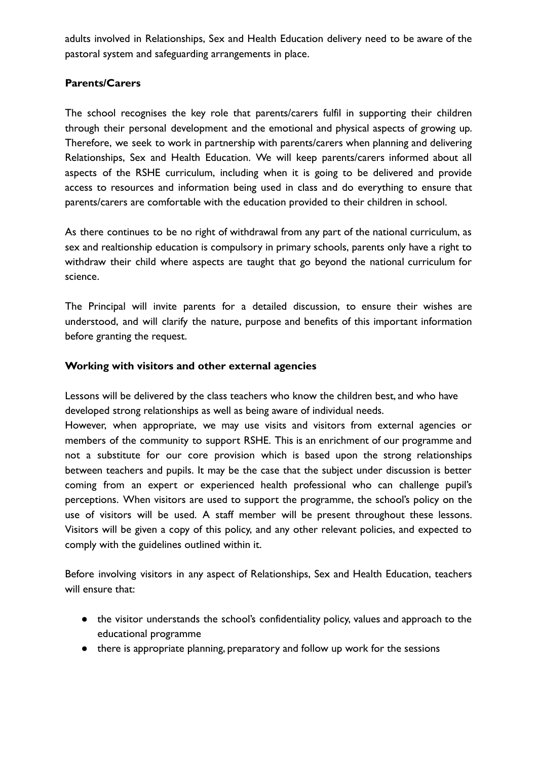adults involved in Relationships, Sex and Health Education delivery need to be aware of the pastoral system and safeguarding arrangements in place.

**Parents/Carers**

The school recognises the key role that parents/carers fulfil in supporting their children through their personal development and the emotional and physical aspects of growing up. Therefore, we seek to work in partnership with parents/carers when planning and delivering Relationships, Sex and Health Education. We will keep parents/carers informed about all aspects of the RSHE curriculum, including when it is going to be delivered and provide access to resources and information being used in class and do everything to ensure that parents/carers are comfortable with the education provided to their children in school.

As there continues to be no right of withdrawal from any part of the national curriculum, as sex and realtionship education is compulsory in primary schools, parents only have a right to withdraw their child where aspects are taught that go beyond the national curriculum for science.

The Principal will invite parents for a detailed discussion, to ensure their wishes are understood, and will clarify the nature, purpose and benefits of this important information before granting the request.

**Working with visitors and other external agencies**

Lessons will be delivered by the class teachers who know the children best, and who have developed strong relationships as well as being aware of individual needs.
However, when appropriate, we may use visits and visitors from external agencies or members of the community to support RSHE. This is an enrichment of our programme and not a substitute for our core provision which is based upon the strong relationships between teachers and pupils. It may be the case that the subject under discussion is better coming from an expert or experienced health professional who can challenge pupil's perceptions. When visitors are used to support the programme, the school's policy on the use of visitors will be used. A staff member will be present throughout these lessons. Visitors will be given a copy of this policy, and any other relevant policies, and expected to comply with the guidelines outlined within it.

Before involving visitors in any aspect of Relationships, Sex and Health Education, teachers will ensure that:

- the visitor understands the school's confidentiality policy, values and approach to the educational programme
- there is appropriate planning, preparatory and follow up work for the sessions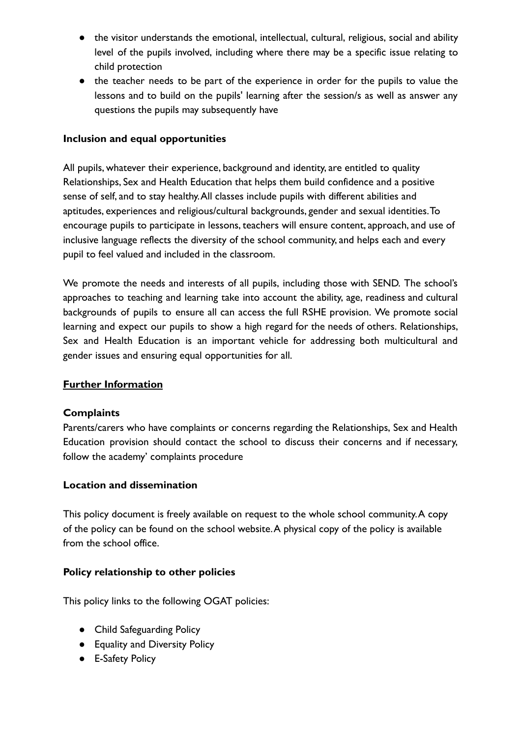- the visitor understands the emotional, intellectual, cultural, religious, social and ability level of the pupils involved, including where there may be a specific issue relating to child protection
- the teacher needs to be part of the experience in order for the pupils to value the lessons and to build on the pupils' learning after the session/s as well as answer any questions the pupils may subsequently have

**Inclusion and equal opportunities**

All pupils, whatever their experience, background and identity, are entitled to quality Relationships, Sex and Health Education that helps them build confidence and a positive sense of self, and to stay healthy. All classes include pupils with different abilities and aptitudes, experiences and religious/cultural backgrounds, gender and sexual identities. To encourage pupils to participate in lessons, teachers will ensure content, approach, and use of inclusive language reflects the diversity of the school community, and helps each and every pupil to feel valued and included in the classroom.

We promote the needs and interests of all pupils, including those with SEND. The school's approaches to teaching and learning take into account the ability, age, readiness and cultural backgrounds of pupils to ensure all can access the full RSHE provision. We promote social learning and expect our pupils to show a high regard for the needs of others. Relationships, Sex and Health Education is an important vehicle for addressing both multicultural and gender issues and ensuring equal opportunities for all.

**Further Information**

**Complaints**

Parents/carers who have complaints or concerns regarding the Relationships, Sex and Health Education provision should contact the school to discuss their concerns and if necessary, follow the academy' complaints procedure

**Location and dissemination**

This policy document is freely available on request to the whole school community. A copy of the policy can be found on the school website. A physical copy of the policy is available from the school office.

**Policy relationship to other policies**

This policy links to the following OGAT policies:

- Child Safeguarding Policy
- Equality and Diversity Policy
- E-Safety Policy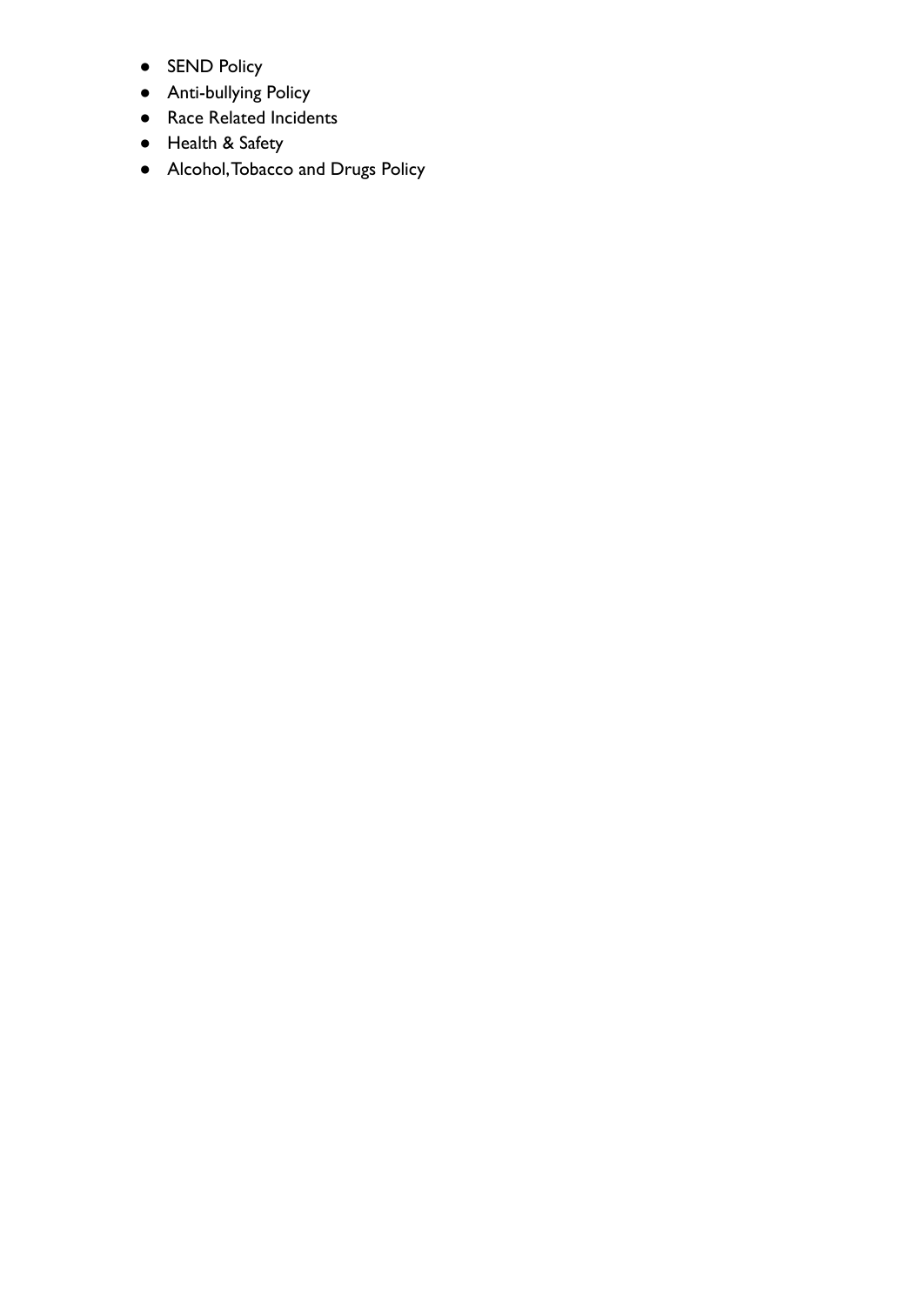- SEND Policy
- Anti-bullying Policy
- Race Related Incidents
- Health & Safety
- Alcohol, Tobacco and Drugs Policy